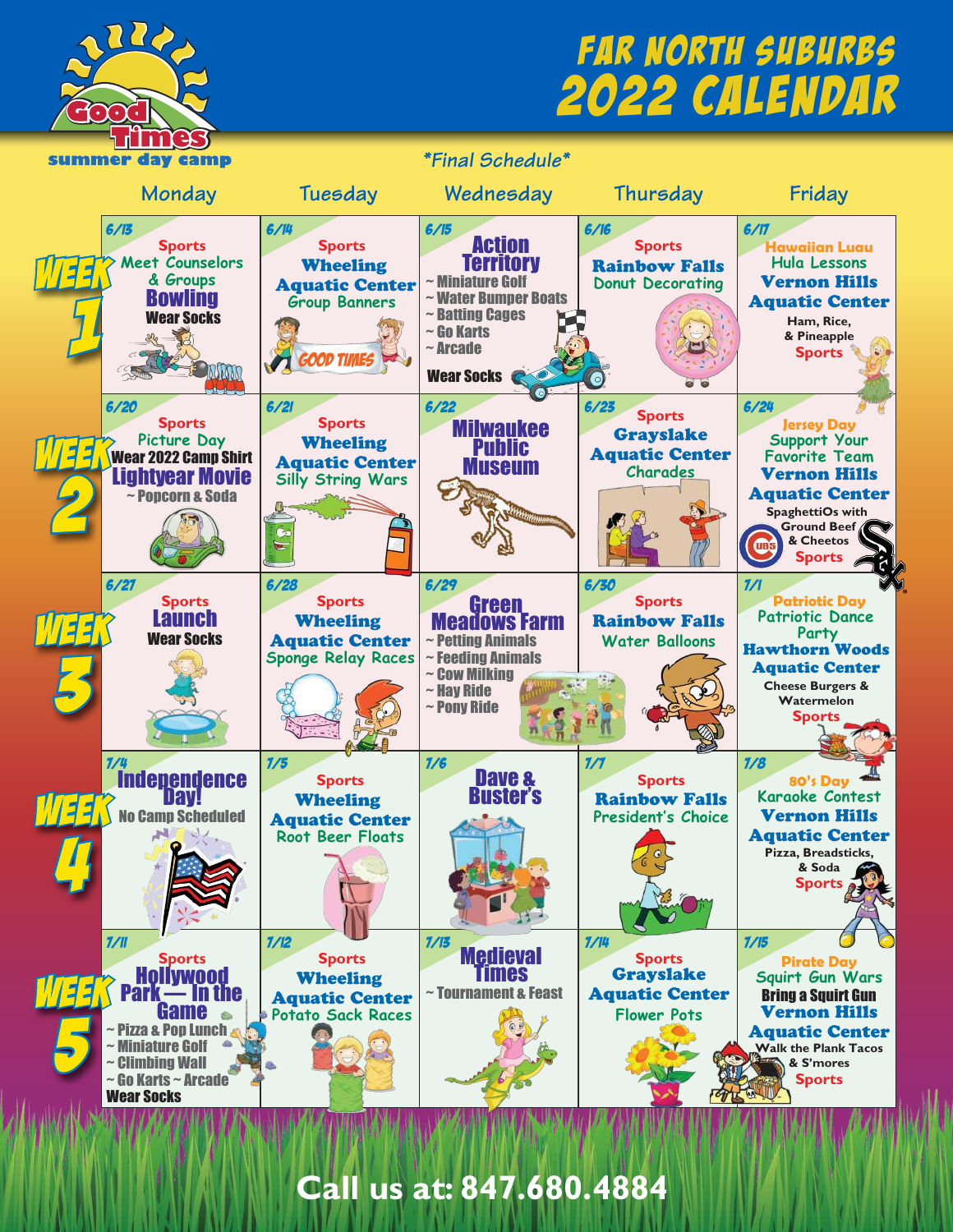# Far North Suburbs 2022 Calendar

Good Times summer day camp

*Final Schedule*

| | Monday | Tuesday | Wednesday | Thursday | Friday |
|---|---|---|---|---|---|
| **Week 1** | 6/13<br>Sports<br>Meet Counselors & Groups<br>**Bowling**<br>Wear Socks | 6/14<br>Sports<br>**Wheeling Aquatic Center**<br>Group Banners | 6/15<br>**Action Territory**<br>~ Miniature Golf<br>~ Water Bumper Boats<br>~ Batting Cages<br>~ Go Karts<br>~ Arcade<br>Wear Socks | 6/16<br>Sports<br>**Rainbow Falls**<br>Donut Decorating | 6/17<br>Hawaiian Luau<br>Hula Lessons<br>**Vernon Hills Aquatic Center**<br>Ham, Rice, & Pineapple<br>Sports |
| **Week 2** | 6/20<br>Sports<br>Picture Day<br>Wear 2022 Camp Shirt<br>**Lightyear Movie**<br>~ Popcorn & Soda | 6/21<br>Sports<br>**Wheeling Aquatic Center**<br>Silly String Wars | 6/22<br>**Milwaukee Public Museum** | 6/23<br>Sports<br>**Grayslake Aquatic Center**<br>Charades | 6/24<br>Jersey Day<br>Support Your Favorite Team<br>**Vernon Hills Aquatic Center**<br>SpaghettiOs with Ground Beef & Cheetos<br>Sports |
| **Week 3** | 6/27<br>Sports<br>**Launch**<br>Wear Socks | 6/28<br>Sports<br>**Wheeling Aquatic Center**<br>Sponge Relay Races | 6/29<br>**Green Meadows Farm**<br>~ Petting Animals<br>~ Feeding Animals<br>~ Cow Milking<br>~ Hay Ride<br>~ Pony Ride | 6/30<br>Sports<br>**Rainbow Falls**<br>Water Balloons | 7/1<br>Patriotic Day<br>Patriotic Dance Party<br>**Hawthorn Woods Aquatic Center**<br>Cheese Burgers & Watermelon<br>Sports |
| **Week 4** | 7/4<br>**Independence Day!**<br>No Camp Scheduled | 7/5<br>Sports<br>**Wheeling Aquatic Center**<br>Root Beer Floats | 7/6<br>**Dave & Buster's** | 7/7<br>Sports<br>**Rainbow Falls**<br>President's Choice | 7/8<br>80's Day<br>Karaoke Contest<br>**Vernon Hills Aquatic Center**<br>Pizza, Breadsticks, & Soda<br>Sports |
| **Week 5** | 7/11<br>Sports<br>**Hollywood Park — In the Game**<br>~ Pizza & Pop Lunch<br>~ Miniature Golf<br>~ Climbing Wall<br>~ Go Karts ~ Arcade<br>Wear Socks | 7/12<br>Sports<br>**Wheeling Aquatic Center**<br>Potato Sack Races | 7/13<br>**Medieval Times**<br>~ Tournament & Feast | 7/14<br>Sports<br>**Grayslake Aquatic Center**<br>Flower Pots | 7/15<br>Pirate Day<br>Squirt Gun Wars<br>Bring a Squirt Gun<br>**Vernon Hills Aquatic Center**<br>Walk the Plank Tacos & S'mores<br>Sports |

**Call us at: 847.680.4884**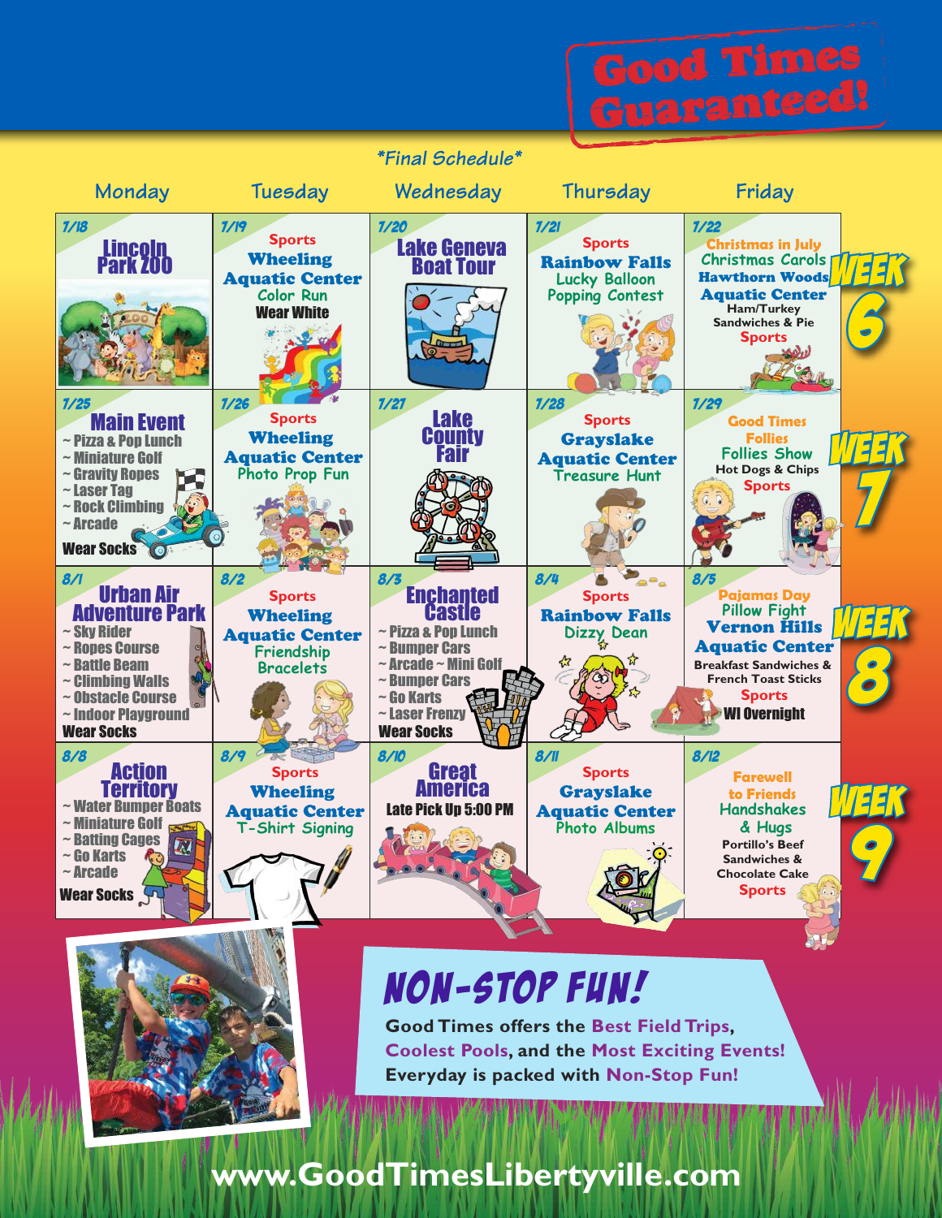# Good Times Guaranteed!

*Final Schedule*

| | Monday | Tuesday | Wednesday | Thursday | Friday |
|---|---|---|---|---|---|
| WEEK 6 | 7/18 Lincoln Park ZOO | 7/19 Sports, Wheeling Aquatic Center, Color Run, Wear White | 7/20 Lake Geneva Boat Tour | 7/21 Sports, Rainbow Falls, Lucky Balloon Popping Contest | 7/22 Christmas in July, Christmas Carols, Hawthorn Woods Aquatic Center, Ham/Turkey Sandwiches & Pie, Sports |
| WEEK 7 | 7/25 Main Event ~ Pizza & Pop Lunch ~ Miniature Golf ~ Gravity Ropes ~ Laser Tag ~ Rock Climbing ~ Arcade, Wear Socks | 7/26 Sports, Wheeling Aquatic Center, Photo Prop Fun | 7/27 Lake County Fair | 7/28 Sports, Grayslake Aquatic Center, Treasure Hunt | 7/29 Good Times Follies, Follies Show, Hot Dogs & Chips, Sports |
| WEEK 8 | 8/1 Urban Air Adventure Park ~ Sky Rider ~ Ropes Course ~ Battle Beam ~ Climbing Walls ~ Obstacle Course ~ Indoor Playground, Wear Socks | 8/2 Sports, Wheeling Aquatic Center, Friendship Bracelets | 8/3 Enchanted Castle ~ Pizza & Pop Lunch ~ Bumper Cars ~ Arcade ~ Mini Golf ~ Bumper Cars ~ Go Karts ~ Laser Frenzy, Wear Socks | 8/4 Sports, Rainbow Falls, Dizzy Dean | 8/5 Pajamas Day, Pillow Fight, Vernon Hills Aquatic Center, Breakfast Sandwiches & French Toast Sticks, Sports, WI Overnight |
| WEEK 9 | 8/8 Action Territory ~ Water Bumper Boats ~ Miniature Golf ~ Batting Cages ~ Go Karts ~ Arcade, Wear Socks | 8/9 Sports, Wheeling Aquatic Center, T-Shirt Signing | 8/10 Great America, Late Pick Up 5:00 PM | 8/11 Sports, Grayslake Aquatic Center, Photo Albums | 8/12 Farewell to Friends, Handshakes & Hugs, Portillo's Beef Sandwiches & Chocolate Cake, Sports |

## NON-STOP FUN!

Good Times offers the **Best Field Trips**, **Coolest Pools**, and the **Most Exciting Events!** Everyday is packed with **Non-Stop Fun!**

www.GoodTimesLibertyville.com